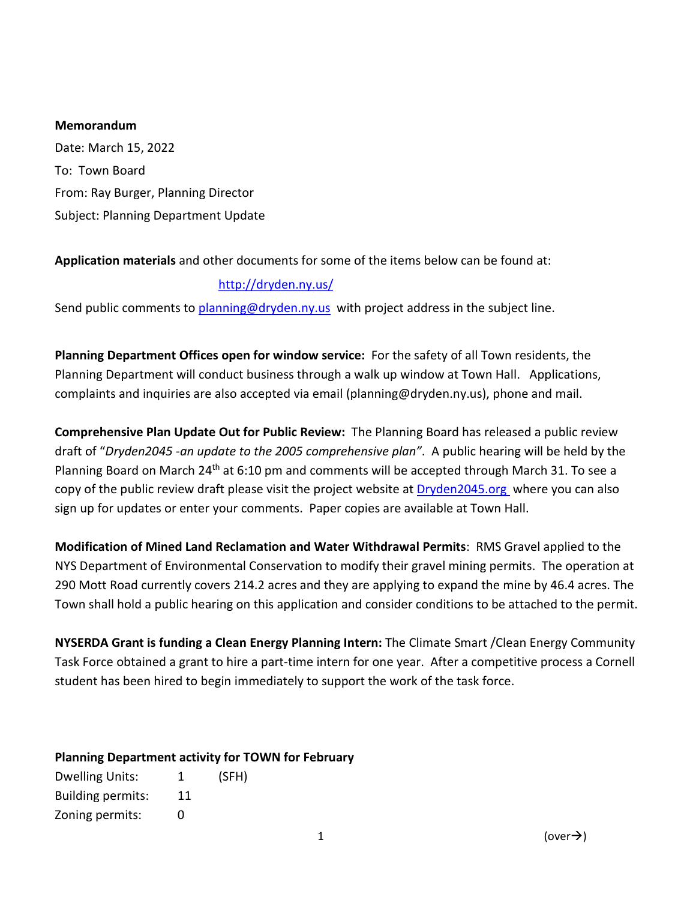**Memorandum**

Date: March 15, 2022

To: Town Board

From: Ray Burger, Planning Director

Subject: Planning Department Update

**Application materials** and other documents for some of the items below can be found at:

http://dryden.ny.us/

Send public comments to planning@dryden.ny.us with project address in the subject line.

**Planning Department Offices open for window service:** For the safety of all Town residents, the Planning Department will conduct business through a walk up window at Town Hall. Applications, complaints and inquiries are also accepted via email (planning@dryden.ny.us), phone and mail.

**Comprehensive Plan Update Out for Public Review:** The Planning Board has released a public review draft of "*Dryden2045 -an update to the 2005 comprehensive plan"*. A public hearing will be held by the Planning Board on March 24th at 6:10 pm and comments will be accepted through March 31. To see a copy of the public review draft please visit the project website at Dryden2045.org where you can also sign up for updates or enter your comments. Paper copies are available at Town Hall.

**Modification of Mined Land Reclamation and Water Withdrawal Permits**: RMS Gravel applied to the NYS Department of Environmental Conservation to modify their gravel mining permits. The operation at 290 Mott Road currently covers 214.2 acres and they are applying to expand the mine by 46.4 acres. The Town shall hold a public hearing on this application and consider conditions to be attached to the permit.

**NYSERDA Grant is funding a Clean Energy Planning Intern:** The Climate Smart /Clean Energy Community Task Force obtained a grant to hire a part-time intern for one year. After a competitive process a Cornell student has been hired to begin immediately to support the work of the task force.

**Planning Department activity for TOWN for February**

| | | |
|---|---|---|
| Dwelling Units: | 1 | (SFH) |
| Building permits: | 11 | |
| Zoning permits: | 0 | |

(over→)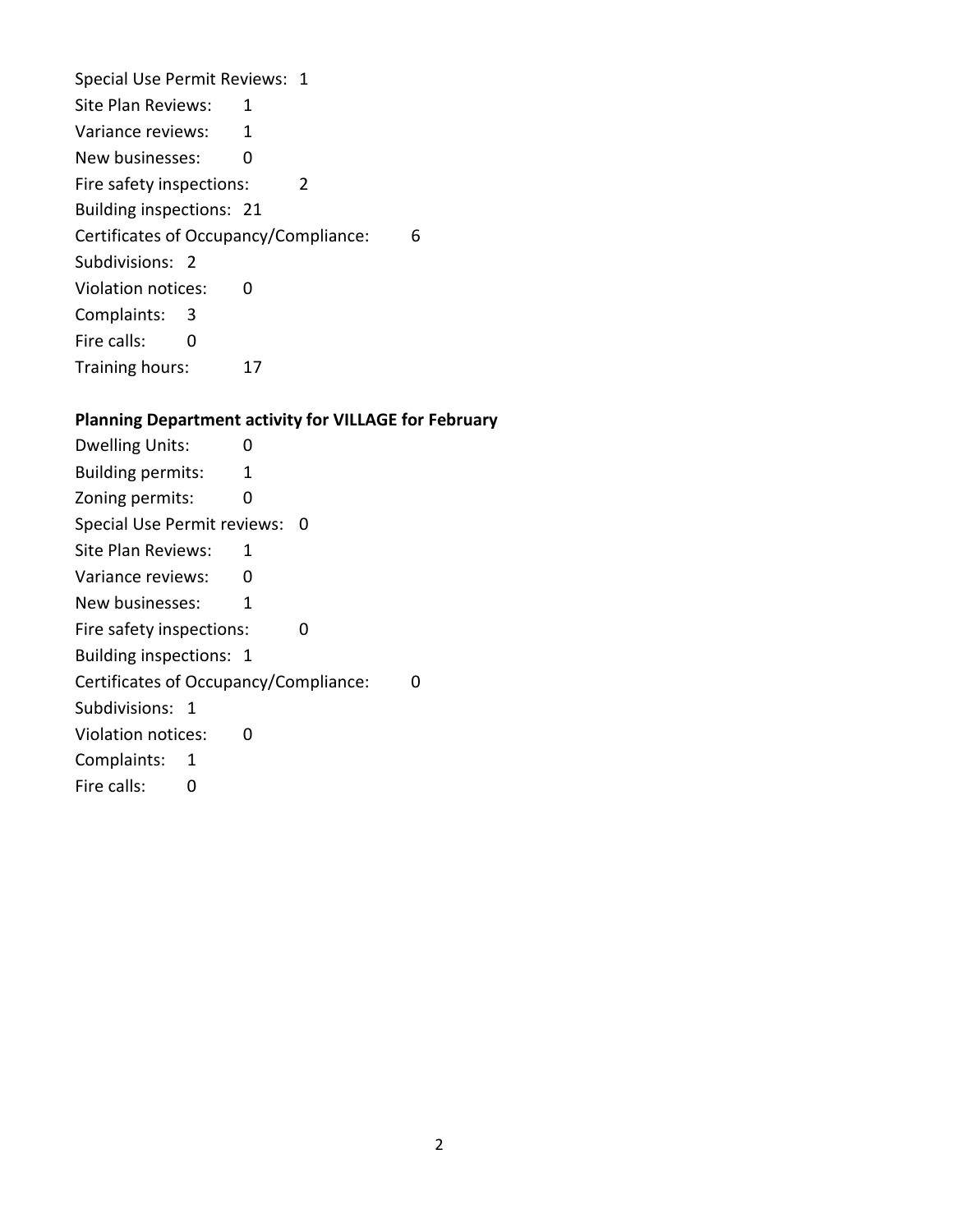Special Use Permit Reviews: 1

Site Plan Reviews: 1

Variance reviews: 1

New businesses: 0

Fire safety inspections: 2

Building inspections: 21

Certificates of Occupancy/Compliance: 6

Subdivisions: 2

Violation notices: 0

Complaints: 3

Fire calls: 0

Training hours: 17

**Planning Department activity for VILLAGE for February**

Dwelling Units: 0

Building permits: 1

Zoning permits: 0

Special Use Permit reviews: 0

Site Plan Reviews: 1

Variance reviews: 0

New businesses: 1

Fire safety inspections: 0

Building inspections: 1

Certificates of Occupancy/Compliance: 0

Subdivisions: 1

Violation notices: 0

Complaints: 1

Fire calls: 0